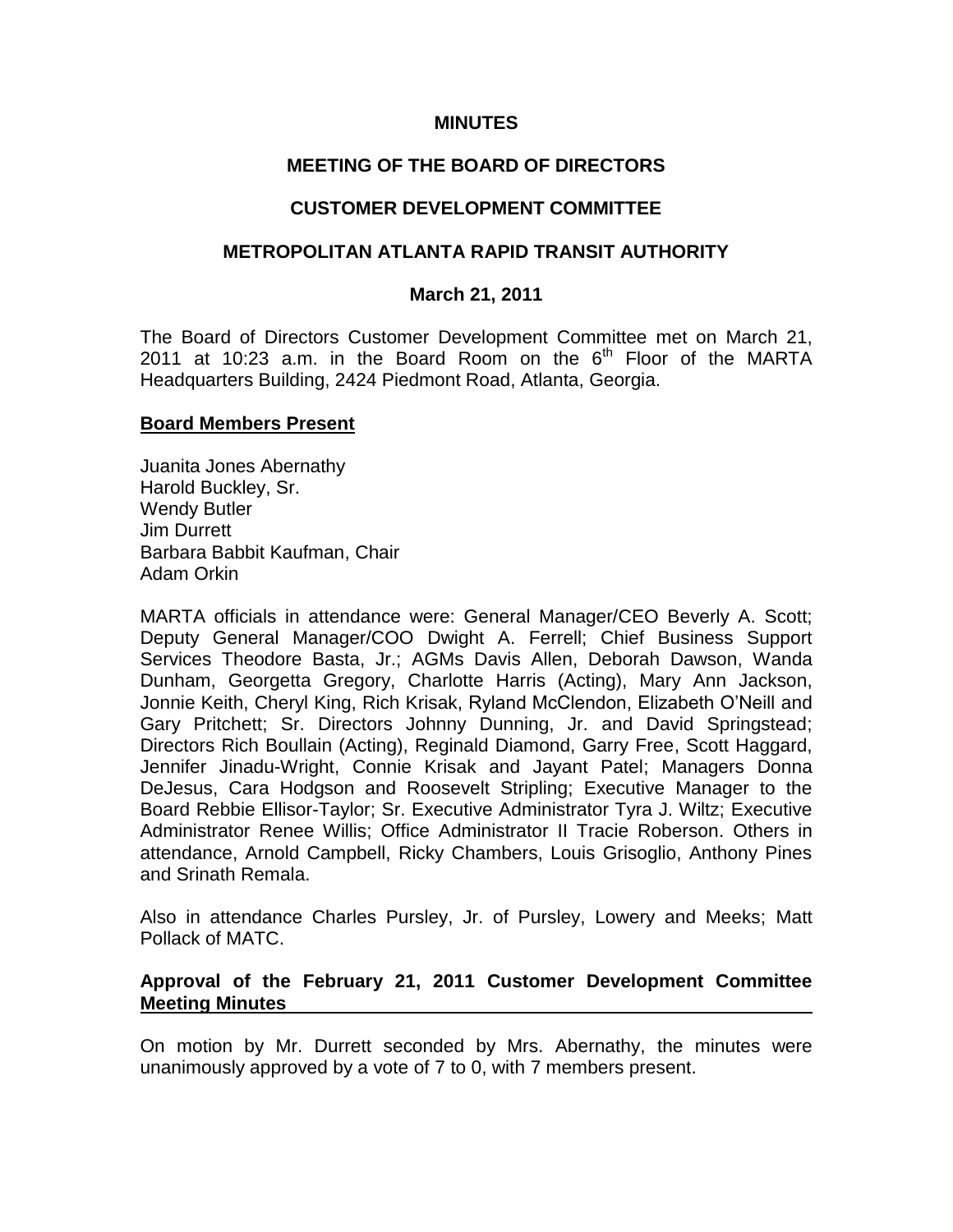**MINUTES**

**MEETING OF THE BOARD OF DIRECTORS**

**CUSTOMER DEVELOPMENT COMMITTEE**

**METROPOLITAN ATLANTA RAPID TRANSIT AUTHORITY**

**March 21, 2011**

The Board of Directors Customer Development Committee met on March 21, 2011 at 10:23 a.m. in the Board Room on the 6th Floor of the MARTA Headquarters Building, 2424 Piedmont Road, Atlanta, Georgia.

**Board Members Present**

Juanita Jones Abernathy
Harold Buckley, Sr.
Wendy Butler
Jim Durrett
Barbara Babbit Kaufman, Chair
Adam Orkin

MARTA officials in attendance were: General Manager/CEO Beverly A. Scott; Deputy General Manager/COO Dwight A. Ferrell; Chief Business Support Services Theodore Basta, Jr.; AGMs Davis Allen, Deborah Dawson, Wanda Dunham, Georgetta Gregory, Charlotte Harris (Acting), Mary Ann Jackson, Jonnie Keith, Cheryl King, Rich Krisak, Ryland McClendon, Elizabeth O'Neill and Gary Pritchett; Sr. Directors Johnny Dunning, Jr. and David Springstead; Directors Rich Boullain (Acting), Reginald Diamond, Garry Free, Scott Haggard, Jennifer Jinadu-Wright, Connie Krisak and Jayant Patel; Managers Donna DeJesus, Cara Hodgson and Roosevelt Stripling; Executive Manager to the Board Rebbie Ellisor-Taylor; Sr. Executive Administrator Tyra J. Wiltz; Executive Administrator Renee Willis; Office Administrator II Tracie Roberson. Others in attendance, Arnold Campbell, Ricky Chambers, Louis Grisoglio, Anthony Pines and Srinath Remala.

Also in attendance Charles Pursley, Jr. of Pursley, Lowery and Meeks; Matt Pollack of MATC.

**Approval of the February 21, 2011 Customer Development Committee Meeting Minutes**

On motion by Mr. Durrett seconded by Mrs. Abernathy, the minutes were unanimously approved by a vote of 7 to 0, with 7 members present.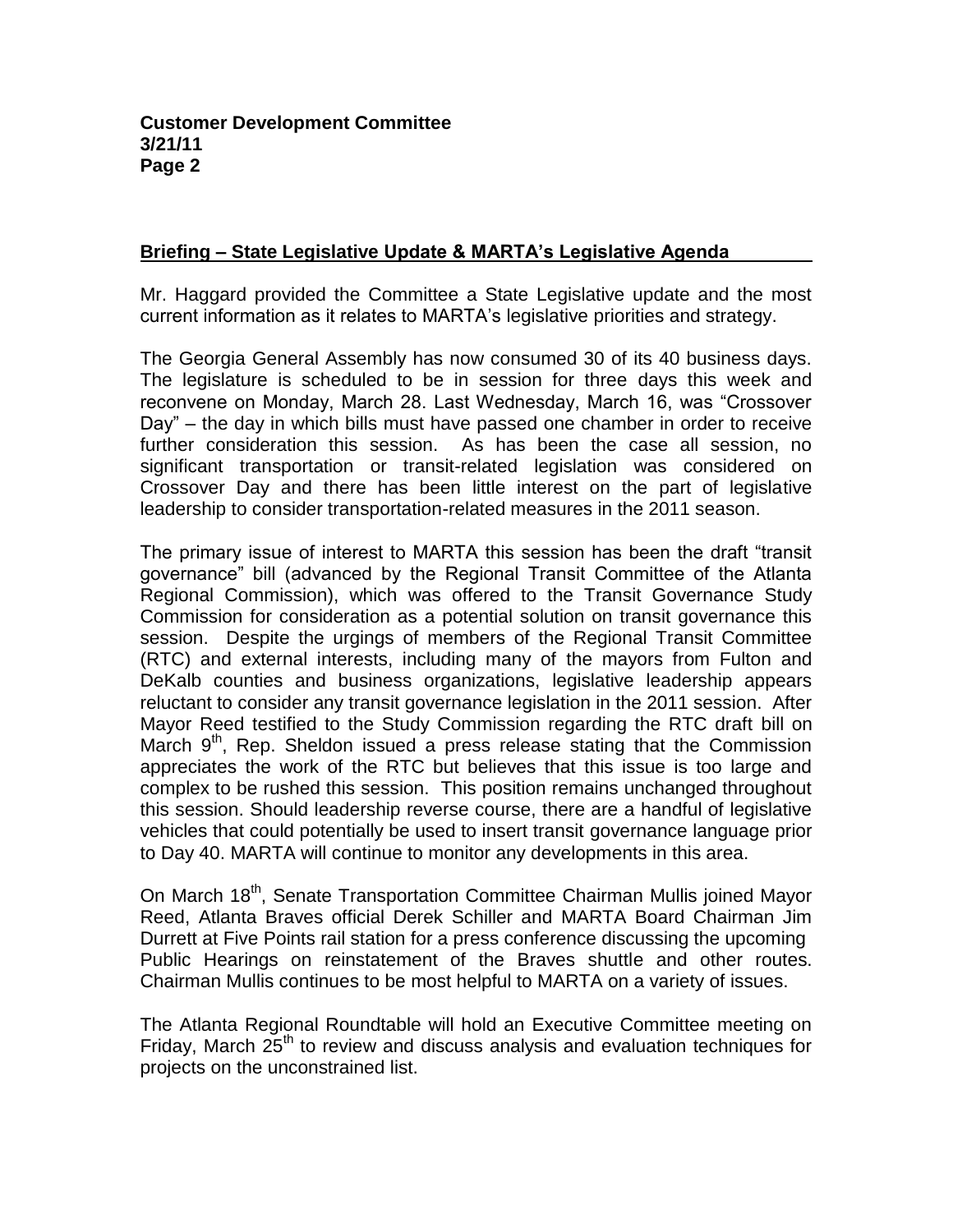## Briefing – State Legislative Update & MARTA's Legislative Agenda

Mr. Haggard provided the Committee a State Legislative update and the most current information as it relates to MARTA's legislative priorities and strategy.

The Georgia General Assembly has now consumed 30 of its 40 business days. The legislature is scheduled to be in session for three days this week and reconvene on Monday, March 28. Last Wednesday, March 16, was "Crossover Day" – the day in which bills must have passed one chamber in order to receive further consideration this session. As has been the case all session, no significant transportation or transit-related legislation was considered on Crossover Day and there has been little interest on the part of legislative leadership to consider transportation-related measures in the 2011 season.

The primary issue of interest to MARTA this session has been the draft "transit governance" bill (advanced by the Regional Transit Committee of the Atlanta Regional Commission), which was offered to the Transit Governance Study Commission for consideration as a potential solution on transit governance this session. Despite the urgings of members of the Regional Transit Committee (RTC) and external interests, including many of the mayors from Fulton and DeKalb counties and business organizations, legislative leadership appears reluctant to consider any transit governance legislation in the 2011 session. After Mayor Reed testified to the Study Commission regarding the RTC draft bill on March 9th, Rep. Sheldon issued a press release stating that the Commission appreciates the work of the RTC but believes that this issue is too large and complex to be rushed this session. This position remains unchanged throughout this session. Should leadership reverse course, there are a handful of legislative vehicles that could potentially be used to insert transit governance language prior to Day 40. MARTA will continue to monitor any developments in this area.

On March 18th, Senate Transportation Committee Chairman Mullis joined Mayor Reed, Atlanta Braves official Derek Schiller and MARTA Board Chairman Jim Durrett at Five Points rail station for a press conference discussing the upcoming Public Hearings on reinstatement of the Braves shuttle and other routes. Chairman Mullis continues to be most helpful to MARTA on a variety of issues.

The Atlanta Regional Roundtable will hold an Executive Committee meeting on Friday, March 25th to review and discuss analysis and evaluation techniques for projects on the unconstrained list.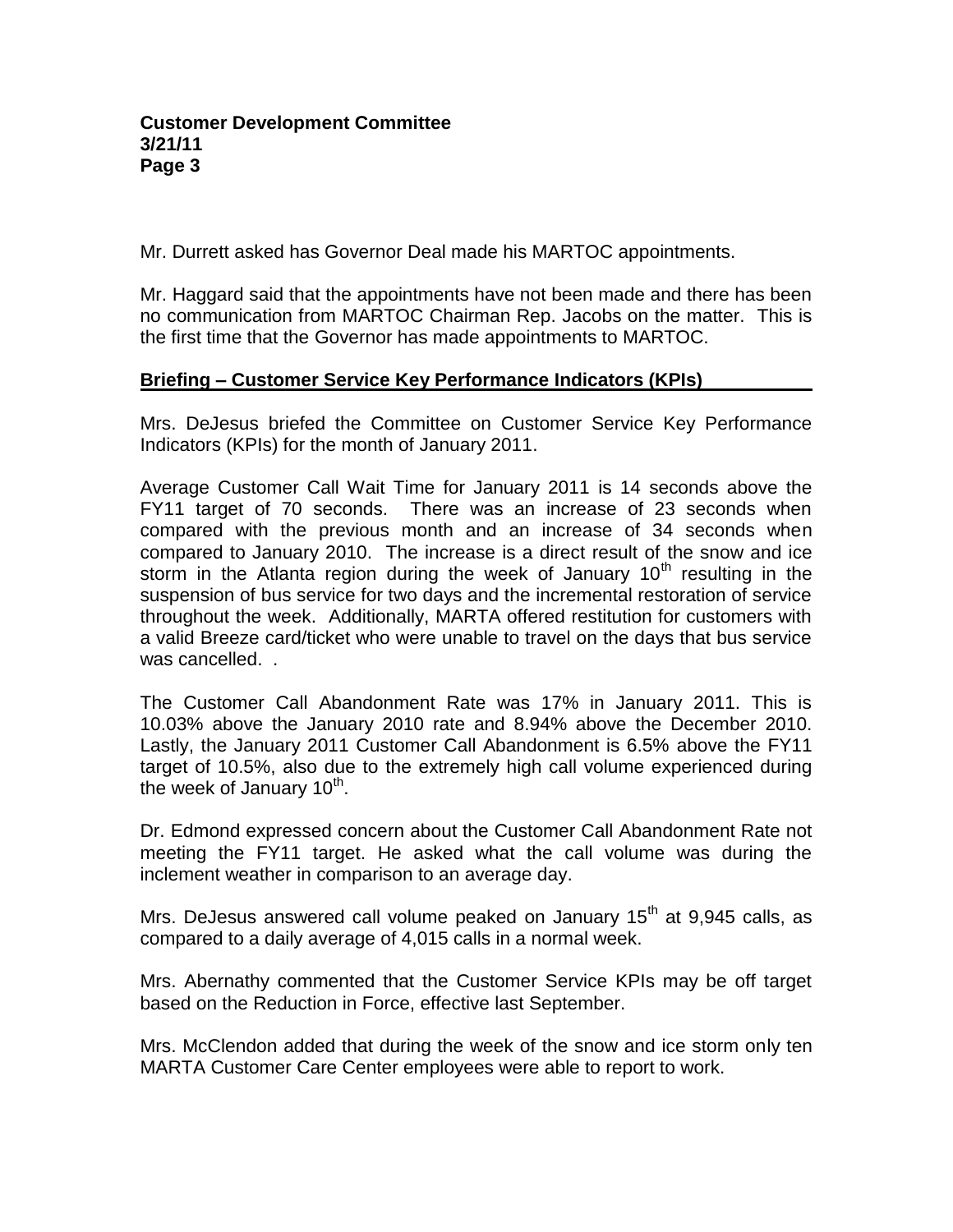Mr. Durrett asked has Governor Deal made his MARTOC appointments.

Mr. Haggard said that the appointments have not been made and there has been no communication from MARTOC Chairman Rep. Jacobs on the matter. This is the first time that the Governor has made appointments to MARTOC.

**Briefing – Customer Service Key Performance Indicators (KPIs)**

Mrs. DeJesus briefed the Committee on Customer Service Key Performance Indicators (KPIs) for the month of January 2011.

Average Customer Call Wait Time for January 2011 is 14 seconds above the FY11 target of 70 seconds. There was an increase of 23 seconds when compared with the previous month and an increase of 34 seconds when compared to January 2010. The increase is a direct result of the snow and ice storm in the Atlanta region during the week of January 10th resulting in the suspension of bus service for two days and the incremental restoration of service throughout the week. Additionally, MARTA offered restitution for customers with a valid Breeze card/ticket who were unable to travel on the days that bus service was cancelled. .

The Customer Call Abandonment Rate was 17% in January 2011. This is 10.03% above the January 2010 rate and 8.94% above the December 2010. Lastly, the January 2011 Customer Call Abandonment is 6.5% above the FY11 target of 10.5%, also due to the extremely high call volume experienced during the week of January 10th.

Dr. Edmond expressed concern about the Customer Call Abandonment Rate not meeting the FY11 target. He asked what the call volume was during the inclement weather in comparison to an average day.

Mrs. DeJesus answered call volume peaked on January 15th at 9,945 calls, as compared to a daily average of 4,015 calls in a normal week.

Mrs. Abernathy commented that the Customer Service KPIs may be off target based on the Reduction in Force, effective last September.

Mrs. McClendon added that during the week of the snow and ice storm only ten MARTA Customer Care Center employees were able to report to work.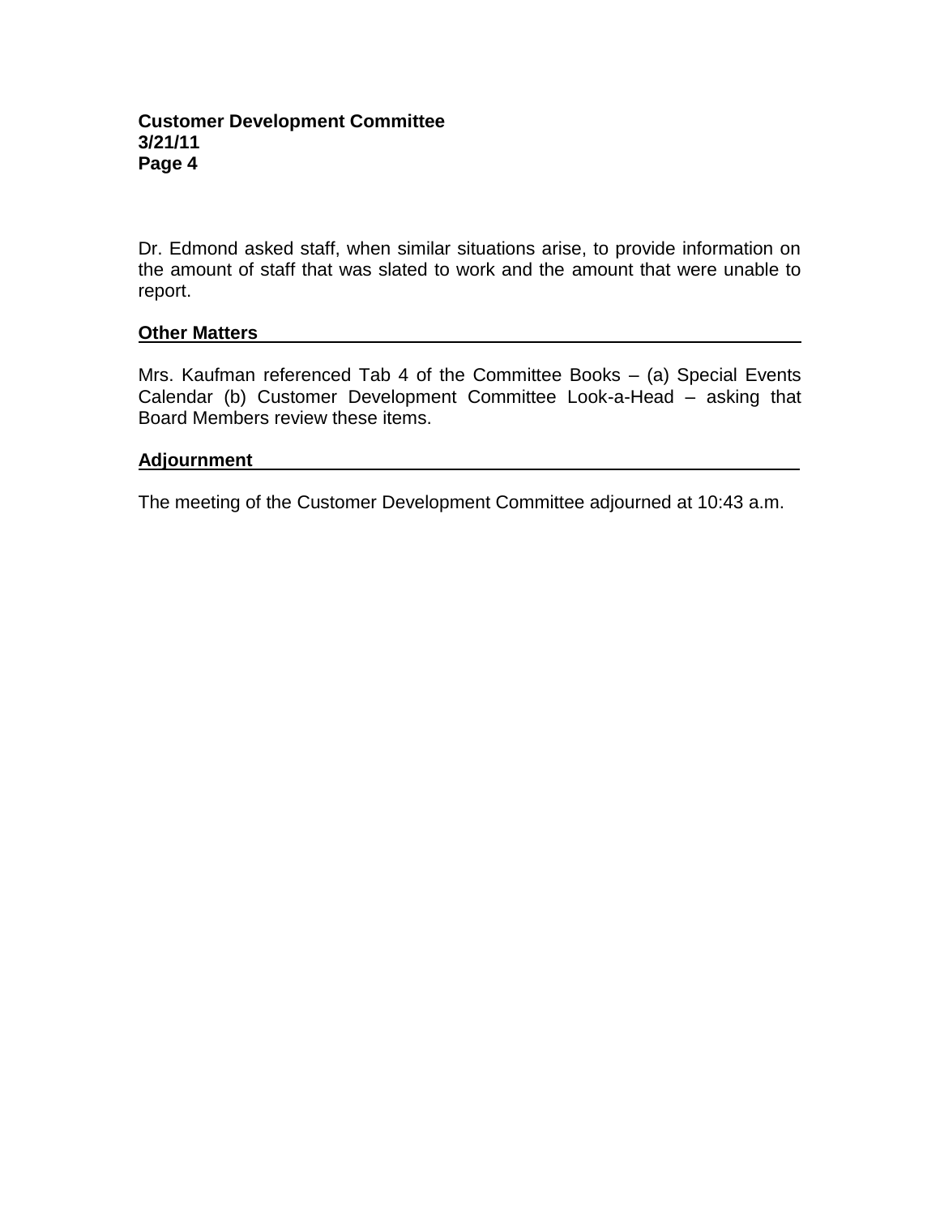Dr. Edmond asked staff, when similar situations arise, to provide information on the amount of staff that was slated to work and the amount that were unable to report.

## Other Matters

Mrs. Kaufman referenced Tab 4 of the Committee Books – (a) Special Events Calendar (b) Customer Development Committee Look-a-Head – asking that Board Members review these items.

## Adjournment

The meeting of the Customer Development Committee adjourned at 10:43 a.m.